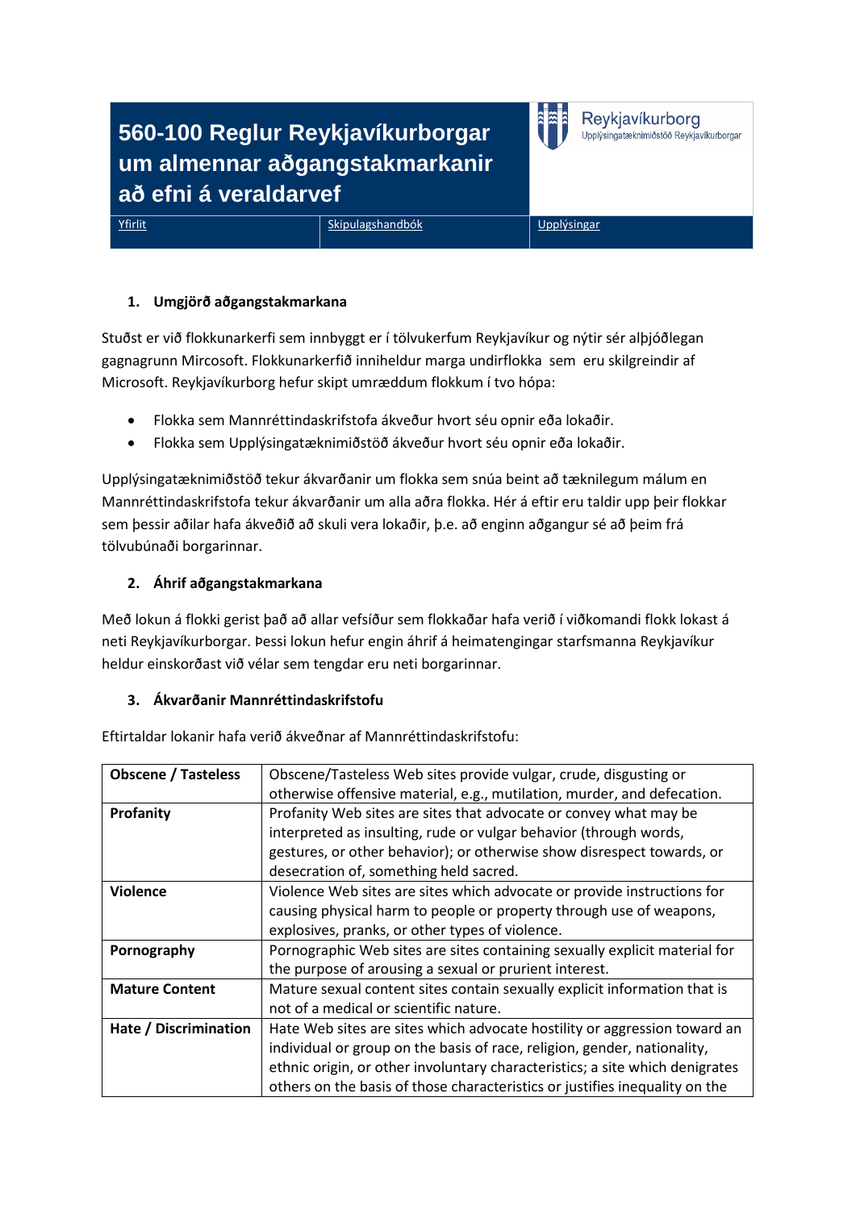# 560-100 Reglur Reykjavíkurborgar um almennar aðgangstakmarkanir að efni á veraldarvef

Reykjavíkurborg
Upplýsingatæknimiðstöð Reykjavíkurborgar

[Yfirlit](#) | [Skipulagshandbók](#) | [Upplýsingar](#)

## 1. Umgjörð aðgangstakmarkana

Stuðst er við flokkunarkerfi sem innbyggt er í tölvukerfum Reykjavíkur og nýtir sér alþjóðlegan gagnagrunn Mircosoft. Flokkunarkerfið inniheldur marga undirflokka sem eru skilgreindir af Microsoft. Reykjavíkurborg hefur skipt umræddum flokkum í tvo hópa:

- Flokka sem Mannréttindaskrifstofa ákveður hvort séu opnir eða lokaðir.
- Flokka sem Upplýsingatæknimiðstöð ákveður hvort séu opnir eða lokaðir.

Upplýsingatæknimiðstöð tekur ákvarðanir um flokka sem snúa beint að tæknilegum málum en Mannréttindaskrifstofa tekur ákvarðanir um alla aðra flokka. Hér á eftir eru taldir upp þeir flokkar sem þessir aðilar hafa ákveðið að skuli vera lokaðir, þ.e. að enginn aðgangur sé að þeim frá tölvubúnaði borgarinnar.

## 2. Áhrif aðgangstakmarkana

Með lokun á flokki gerist það að allar vefsíður sem flokkaðar hafa verið í viðkomandi flokk lokast á neti Reykjavíkurborgar. Þessi lokun hefur engin áhrif á heimatengingar starfsmanna Reykjavíkur heldur einskorðast við vélar sem tengdar eru neti borgarinnar.

## 3. Ákvarðanir Mannréttindaskrifstofu

Eftirtaldar lokanir hafa verið ákveðnar af Mannréttindaskrifstofu:

| | |
|---|---|
| **Obscene / Tasteless** | Obscene/Tasteless Web sites provide vulgar, crude, disgusting or otherwise offensive material, e.g., mutilation, murder, and defecation. |
| **Profanity** | Profanity Web sites are sites that advocate or convey what may be interpreted as insulting, rude or vulgar behavior (through words, gestures, or other behavior); or otherwise show disrespect towards, or desecration of, something held sacred. |
| **Violence** | Violence Web sites are sites which advocate or provide instructions for causing physical harm to people or property through use of weapons, explosives, pranks, or other types of violence. |
| **Pornography** | Pornographic Web sites are sites containing sexually explicit material for the purpose of arousing a sexual or prurient interest. |
| **Mature Content** | Mature sexual content sites contain sexually explicit information that is not of a medical or scientific nature. |
| **Hate / Discrimination** | Hate Web sites are sites which advocate hostility or aggression toward an individual or group on the basis of race, religion, gender, nationality, ethnic origin, or other involuntary characteristics; a site which denigrates others on the basis of those characteristics or justifies inequality on the |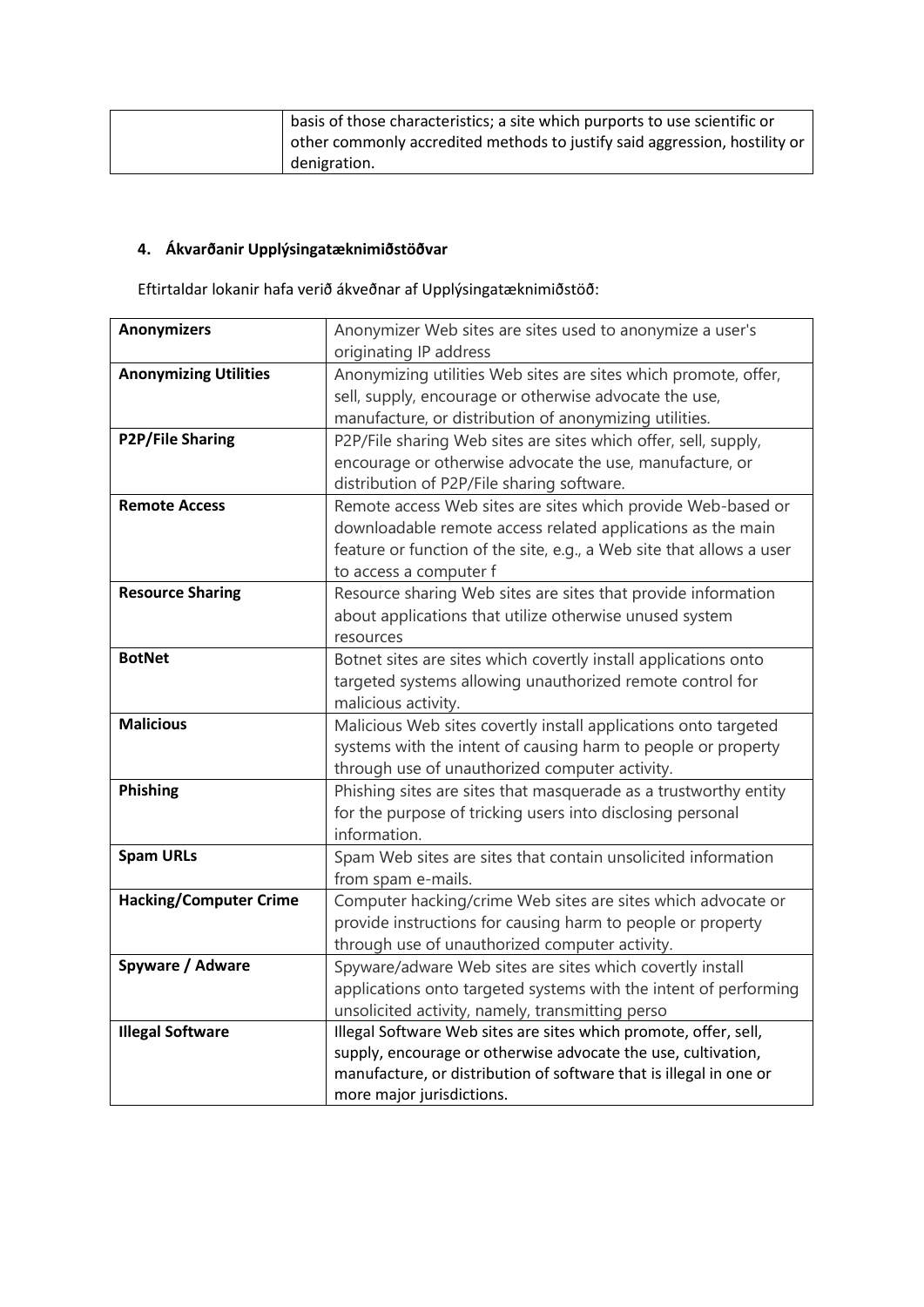| | basis of those characteristics; a site which purports to use scientific or other commonly accredited methods to justify said aggression, hostility or denigration. |
|---|---|

## 4. Ákvarðanir Upplýsingatæknimiðstöðvar

Eftirtaldar lokanir hafa verið ákveðnar af Upplýsingatæknimiðstöð:

| **Anonymizers** | Anonymizer Web sites are sites used to anonymize a user's originating IP address |
|---|---|
| **Anonymizing Utilities** | Anonymizing utilities Web sites are sites which promote, offer, sell, supply, encourage or otherwise advocate the use, manufacture, or distribution of anonymizing utilities. |
| **P2P/File Sharing** | P2P/File sharing Web sites are sites which offer, sell, supply, encourage or otherwise advocate the use, manufacture, or distribution of P2P/File sharing software. |
| **Remote Access** | Remote access Web sites are sites which provide Web-based or downloadable remote access related applications as the main feature or function of the site, e.g., a Web site that allows a user to access a computer f |
| **Resource Sharing** | Resource sharing Web sites are sites that provide information about applications that utilize otherwise unused system resources |
| **BotNet** | Botnet sites are sites which covertly install applications onto targeted systems allowing unauthorized remote control for malicious activity. |
| **Malicious** | Malicious Web sites covertly install applications onto targeted systems with the intent of causing harm to people or property through use of unauthorized computer activity. |
| **Phishing** | Phishing sites are sites that masquerade as a trustworthy entity for the purpose of tricking users into disclosing personal information. |
| **Spam URLs** | Spam Web sites are sites that contain unsolicited information from spam e-mails. |
| **Hacking/Computer Crime** | Computer hacking/crime Web sites are sites which advocate or provide instructions for causing harm to people or property through use of unauthorized computer activity. |
| **Spyware / Adware** | Spyware/adware Web sites are sites which covertly install applications onto targeted systems with the intent of performing unsolicited activity, namely, transmitting perso |
| **Illegal Software** | Illegal Software Web sites are sites which promote, offer, sell, supply, encourage or otherwise advocate the use, cultivation, manufacture, or distribution of software that is illegal in one or more major jurisdictions. |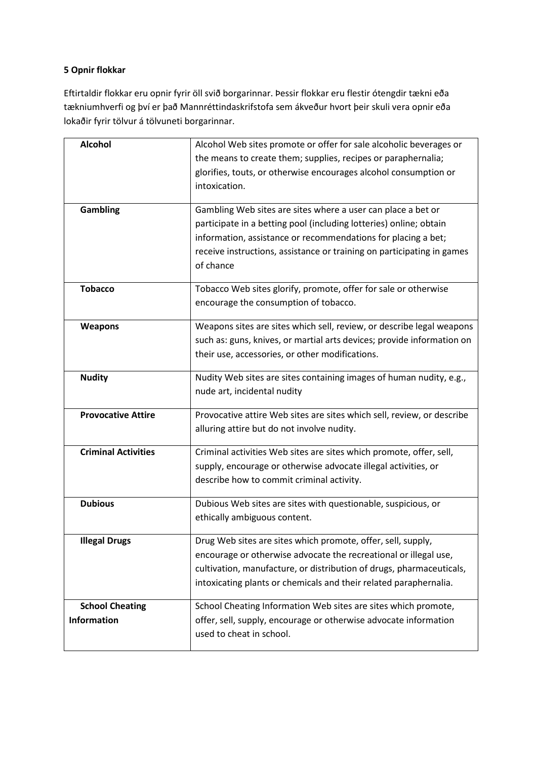**5 Opnir flokkar**

Eftirtaldir flokkar eru opnir fyrir öll svið borgarinnar. Þessir flokkar eru flestir ótengdir tækni eða tækniumhverfi og því er það Mannréttindaskrifstofa sem ákveður hvort þeir skuli vera opnir eða lokaðir fyrir tölvur á tölvuneti borgarinnar.

| | |
|---|---|
| **Alcohol** | Alcohol Web sites promote or offer for sale alcoholic beverages or the means to create them; supplies, recipes or paraphernalia; glorifies, touts, or otherwise encourages alcohol consumption or intoxication. |
| **Gambling** | Gambling Web sites are sites where a user can place a bet or participate in a betting pool (including lotteries) online; obtain information, assistance or recommendations for placing a bet; receive instructions, assistance or training on participating in games of chance |
| **Tobacco** | Tobacco Web sites glorify, promote, offer for sale or otherwise encourage the consumption of tobacco. |
| **Weapons** | Weapons sites are sites which sell, review, or describe legal weapons such as: guns, knives, or martial arts devices; provide information on their use, accessories, or other modifications. |
| **Nudity** | Nudity Web sites are sites containing images of human nudity, e.g., nude art, incidental nudity |
| **Provocative Attire** | Provocative attire Web sites are sites which sell, review, or describe alluring attire but do not involve nudity. |
| **Criminal Activities** | Criminal activities Web sites are sites which promote, offer, sell, supply, encourage or otherwise advocate illegal activities, or describe how to commit criminal activity. |
| **Dubious** | Dubious Web sites are sites with questionable, suspicious, or ethically ambiguous content. |
| **Illegal Drugs** | Drug Web sites are sites which promote, offer, sell, supply, encourage or otherwise advocate the recreational or illegal use, cultivation, manufacture, or distribution of drugs, pharmaceuticals, intoxicating plants or chemicals and their related paraphernalia. |
| **School Cheating Information** | School Cheating Information Web sites are sites which promote, offer, sell, supply, encourage or otherwise advocate information used to cheat in school. |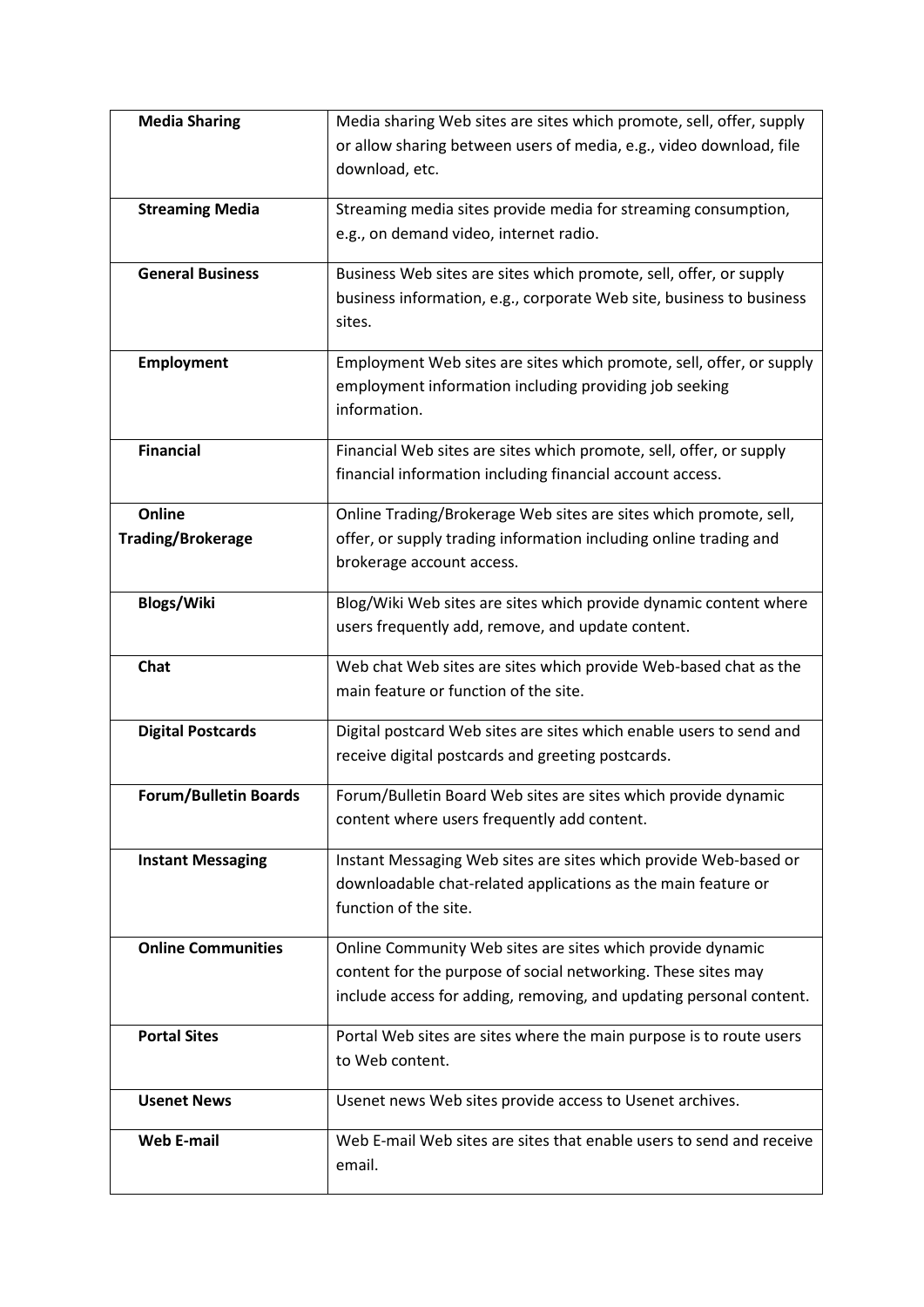| | |
|---|---|
| **Media Sharing** | Media sharing Web sites are sites which promote, sell, offer, supply or allow sharing between users of media, e.g., video download, file download, etc. |
| **Streaming Media** | Streaming media sites provide media for streaming consumption, e.g., on demand video, internet radio. |
| **General Business** | Business Web sites are sites which promote, sell, offer, or supply business information, e.g., corporate Web site, business to business sites. |
| **Employment** | Employment Web sites are sites which promote, sell, offer, or supply employment information including providing job seeking information. |
| **Financial** | Financial Web sites are sites which promote, sell, offer, or supply financial information including financial account access. |
| **Online Trading/Brokerage** | Online Trading/Brokerage Web sites are sites which promote, sell, offer, or supply trading information including online trading and brokerage account access. |
| **Blogs/Wiki** | Blog/Wiki Web sites are sites which provide dynamic content where users frequently add, remove, and update content. |
| **Chat** | Web chat Web sites are sites which provide Web-based chat as the main feature or function of the site. |
| **Digital Postcards** | Digital postcard Web sites are sites which enable users to send and receive digital postcards and greeting postcards. |
| **Forum/Bulletin Boards** | Forum/Bulletin Board Web sites are sites which provide dynamic content where users frequently add content. |
| **Instant Messaging** | Instant Messaging Web sites are sites which provide Web-based or downloadable chat-related applications as the main feature or function of the site. |
| **Online Communities** | Online Community Web sites are sites which provide dynamic content for the purpose of social networking. These sites may include access for adding, removing, and updating personal content. |
| **Portal Sites** | Portal Web sites are sites where the main purpose is to route users to Web content. |
| **Usenet News** | Usenet news Web sites provide access to Usenet archives. |
| **Web E-mail** | Web E-mail Web sites are sites that enable users to send and receive email. |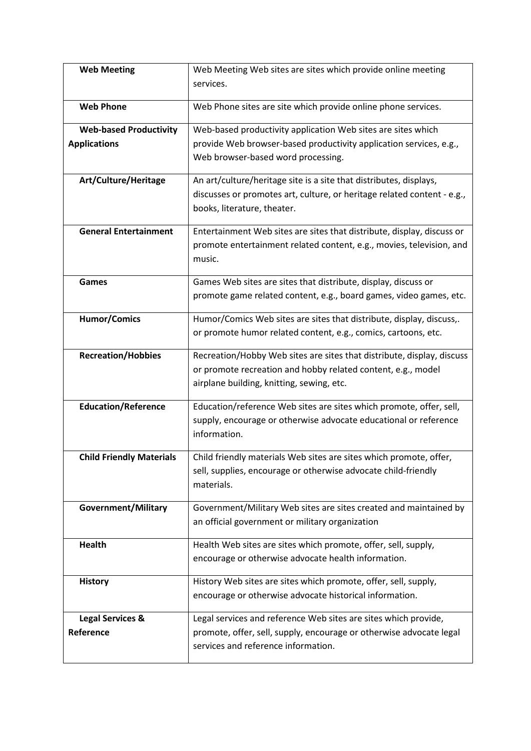| | |
|---|---|
| **Web Meeting** | Web Meeting Web sites are sites which provide online meeting services. |
| **Web Phone** | Web Phone sites are site which provide online phone services. |
| **Web-based Productivity Applications** | Web-based productivity application Web sites are sites which provide Web browser-based productivity application services, e.g., Web browser-based word processing. |
| **Art/Culture/Heritage** | An art/culture/heritage site is a site that distributes, displays, discusses or promotes art, culture, or heritage related content - e.g., books, literature, theater. |
| **General Entertainment** | Entertainment Web sites are sites that distribute, display, discuss or promote entertainment related content, e.g., movies, television, and music. |
| **Games** | Games Web sites are sites that distribute, display, discuss or promote game related content, e.g., board games, video games, etc. |
| **Humor/Comics** | Humor/Comics Web sites are sites that distribute, display, discuss,. or promote humor related content, e.g., comics, cartoons, etc. |
| **Recreation/Hobbies** | Recreation/Hobby Web sites are sites that distribute, display, discuss or promote recreation and hobby related content, e.g., model airplane building, knitting, sewing, etc. |
| **Education/Reference** | Education/reference Web sites are sites which promote, offer, sell, supply, encourage or otherwise advocate educational or reference information. |
| **Child Friendly Materials** | Child friendly materials Web sites are sites which promote, offer, sell, supplies, encourage or otherwise advocate child-friendly materials. |
| **Government/Military** | Government/Military Web sites are sites created and maintained by an official government or military organization |
| **Health** | Health Web sites are sites which promote, offer, sell, supply, encourage or otherwise advocate health information. |
| **History** | History Web sites are sites which promote, offer, sell, supply, encourage or otherwise advocate historical information. |
| **Legal Services & Reference** | Legal services and reference Web sites are sites which provide, promote, offer, sell, supply, encourage or otherwise advocate legal services and reference information. |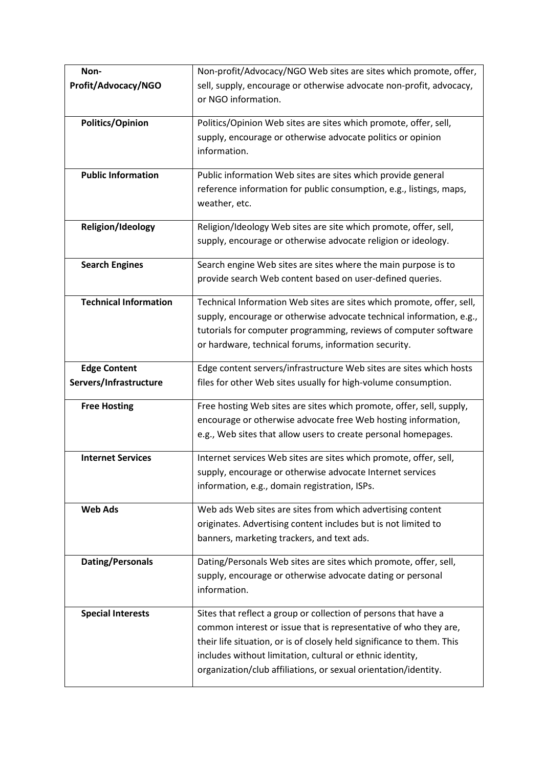| | |
|---|---|
| **Non-Profit/Advocacy/NGO** | Non-profit/Advocacy/NGO Web sites are sites which promote, offer, sell, supply, encourage or otherwise advocate non-profit, advocacy, or NGO information. |
| **Politics/Opinion** | Politics/Opinion Web sites are sites which promote, offer, sell, supply, encourage or otherwise advocate politics or opinion information. |
| **Public Information** | Public information Web sites are sites which provide general reference information for public consumption, e.g., listings, maps, weather, etc. |
| **Religion/Ideology** | Religion/Ideology Web sites are site which promote, offer, sell, supply, encourage or otherwise advocate religion or ideology. |
| **Search Engines** | Search engine Web sites are sites where the main purpose is to provide search Web content based on user-defined queries. |
| **Technical Information** | Technical Information Web sites are sites which promote, offer, sell, supply, encourage or otherwise advocate technical information, e.g., tutorials for computer programming, reviews of computer software or hardware, technical forums, information security. |
| **Edge Content Servers/Infrastructure** | Edge content servers/infrastructure Web sites are sites which hosts files for other Web sites usually for high-volume consumption. |
| **Free Hosting** | Free hosting Web sites are sites which promote, offer, sell, supply, encourage or otherwise advocate free Web hosting information, e.g., Web sites that allow users to create personal homepages. |
| **Internet Services** | Internet services Web sites are sites which promote, offer, sell, supply, encourage or otherwise advocate Internet services information, e.g., domain registration, ISPs. |
| **Web Ads** | Web ads Web sites are sites from which advertising content originates. Advertising content includes but is not limited to banners, marketing trackers, and text ads. |
| **Dating/Personals** | Dating/Personals Web sites are sites which promote, offer, sell, supply, encourage or otherwise advocate dating or personal information. |
| **Special Interests** | Sites that reflect a group or collection of persons that have a common interest or issue that is representative of who they are, their life situation, or is of closely held significance to them. This includes without limitation, cultural or ethnic identity, organization/club affiliations, or sexual orientation/identity. |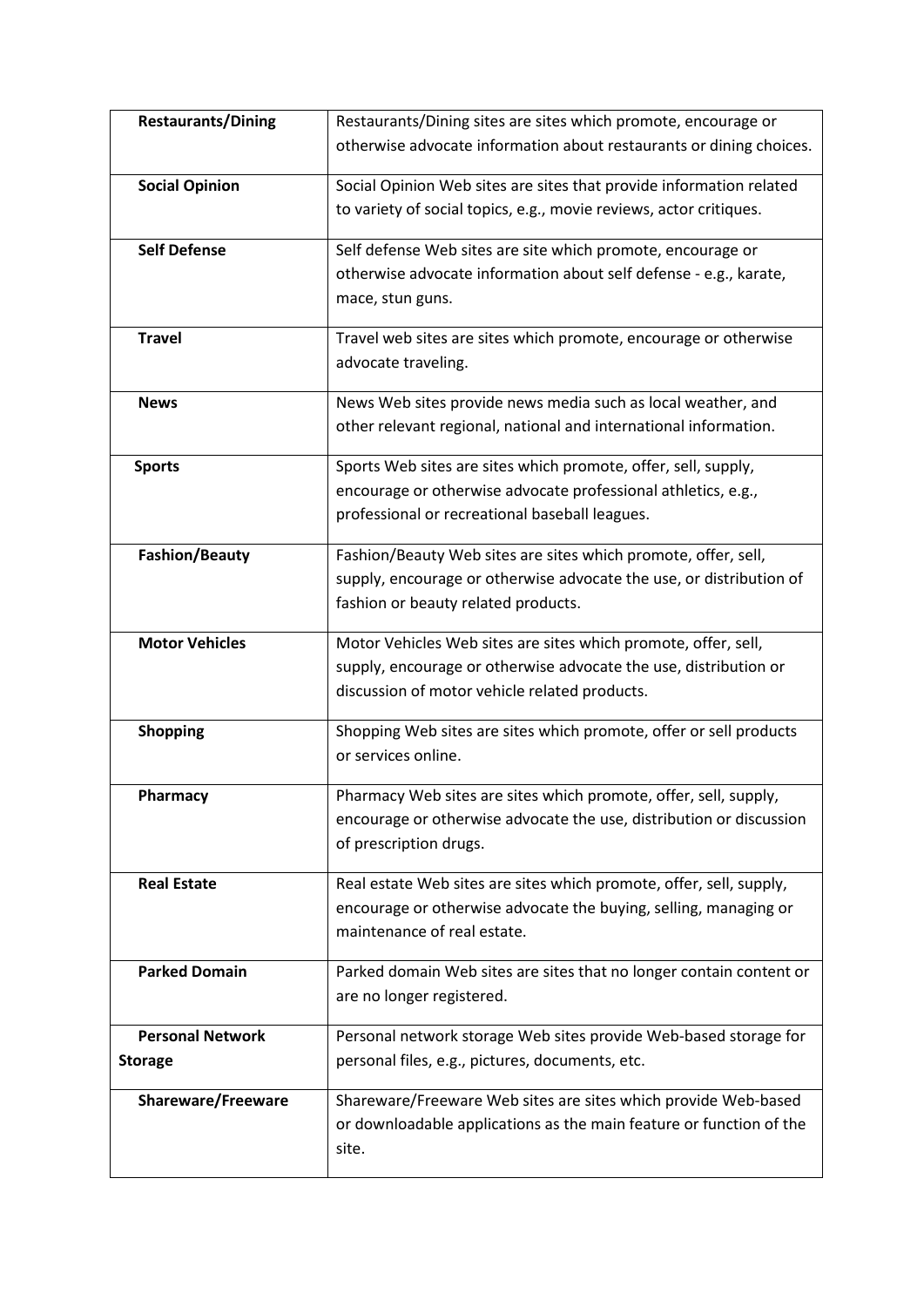| | |
|---|---|
| **Restaurants/Dining** | Restaurants/Dining sites are sites which promote, encourage or otherwise advocate information about restaurants or dining choices. |
| **Social Opinion** | Social Opinion Web sites are sites that provide information related to variety of social topics, e.g., movie reviews, actor critiques. |
| **Self Defense** | Self defense Web sites are site which promote, encourage or otherwise advocate information about self defense - e.g., karate, mace, stun guns. |
| **Travel** | Travel web sites are sites which promote, encourage or otherwise advocate traveling. |
| **News** | News Web sites provide news media such as local weather, and other relevant regional, national and international information. |
| **Sports** | Sports Web sites are sites which promote, offer, sell, supply, encourage or otherwise advocate professional athletics, e.g., professional or recreational baseball leagues. |
| **Fashion/Beauty** | Fashion/Beauty Web sites are sites which promote, offer, sell, supply, encourage or otherwise advocate the use, or distribution of fashion or beauty related products. |
| **Motor Vehicles** | Motor Vehicles Web sites are sites which promote, offer, sell, supply, encourage or otherwise advocate the use, distribution or discussion of motor vehicle related products. |
| **Shopping** | Shopping Web sites are sites which promote, offer or sell products or services online. |
| **Pharmacy** | Pharmacy Web sites are sites which promote, offer, sell, supply, encourage or otherwise advocate the use, distribution or discussion of prescription drugs. |
| **Real Estate** | Real estate Web sites are sites which promote, offer, sell, supply, encourage or otherwise advocate the buying, selling, managing or maintenance of real estate. |
| **Parked Domain** | Parked domain Web sites are sites that no longer contain content or are no longer registered. |
| **Personal Network Storage** | Personal network storage Web sites provide Web-based storage for personal files, e.g., pictures, documents, etc. |
| **Shareware/Freeware** | Shareware/Freeware Web sites are sites which provide Web-based or downloadable applications as the main feature or function of the site. |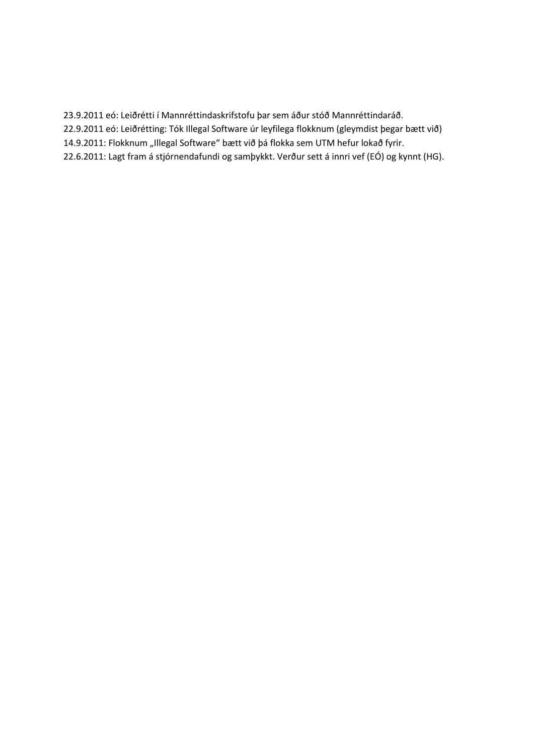23.9.2011 eó: Leiðrétti í Mannréttindaskrifstofu þar sem áður stóð Mannréttindaráð.

22.9.2011 eó: Leiðrétting: Tók Illegal Software úr leyfilega flokknum (gleymdist þegar bætt við)

14.9.2011: Flokknum „Illegal Software" bætt við þá flokka sem UTM hefur lokað fyrir.

22.6.2011: Lagt fram á stjórnendafundi og samþykkt. Verður sett á innri vef (EÓ) og kynnt (HG).